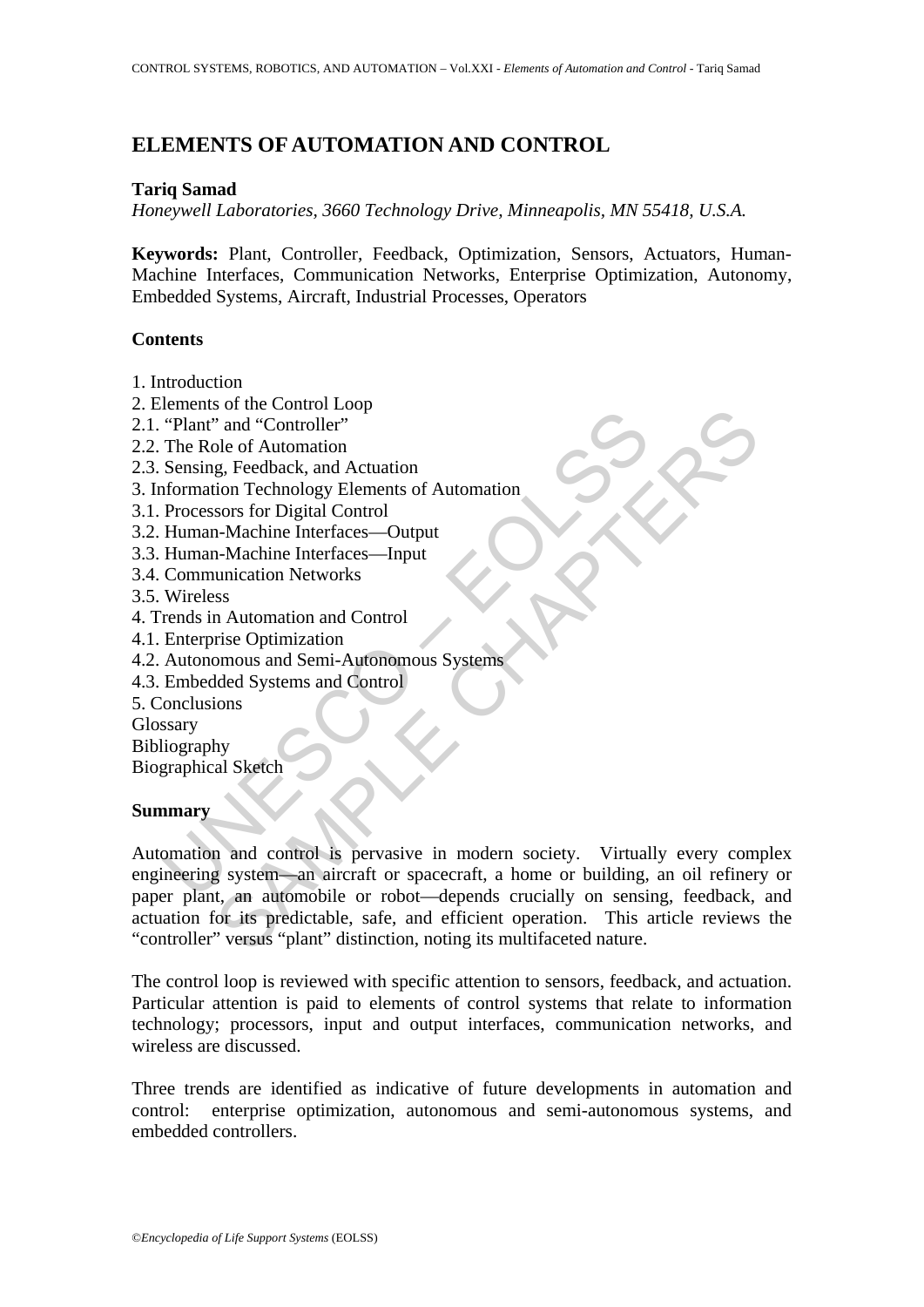# ELEMENTS OF AUTOMATION AND CONTROL

**Tariq Samad**

*Honeywell Laboratories, 3660 Technology Drive, Minneapolis, MN 55418, U.S.A.*

**Keywords:** Plant, Controller, Feedback, Optimization, Sensors, Actuators, Human-Machine Interfaces, Communication Networks, Enterprise Optimization, Autonomy, Embedded Systems, Aircraft, Industrial Processes, Operators

**Contents**

1. Introduction
2. Elements of the Control Loop
2.1. "Plant" and "Controller"
2.2. The Role of Automation
2.3. Sensing, Feedback, and Actuation
3. Information Technology Elements of Automation
3.1. Processors for Digital Control
3.2. Human-Machine Interfaces—Output
3.3. Human-Machine Interfaces—Input
3.4. Communication Networks
3.5. Wireless
4. Trends in Automation and Control
4.1. Enterprise Optimization
4.2. Autonomous and Semi-Autonomous Systems
4.3. Embedded Systems and Control
5. Conclusions

Glossary

Bibliography

Biographical Sketch

**Summary**

Automation and control is pervasive in modern society. Virtually every complex engineering system—an aircraft or spacecraft, a home or building, an oil refinery or paper plant, an automobile or robot—depends crucially on sensing, feedback, and actuation for its predictable, safe, and efficient operation. This article reviews the "controller" versus "plant" distinction, noting its multifaceted nature.

The control loop is reviewed with specific attention to sensors, feedback, and actuation. Particular attention is paid to elements of control systems that relate to information technology; processors, input and output interfaces, communication networks, and wireless are discussed.

Three trends are identified as indicative of future developments in automation and control: enterprise optimization, autonomous and semi-autonomous systems, and embedded controllers.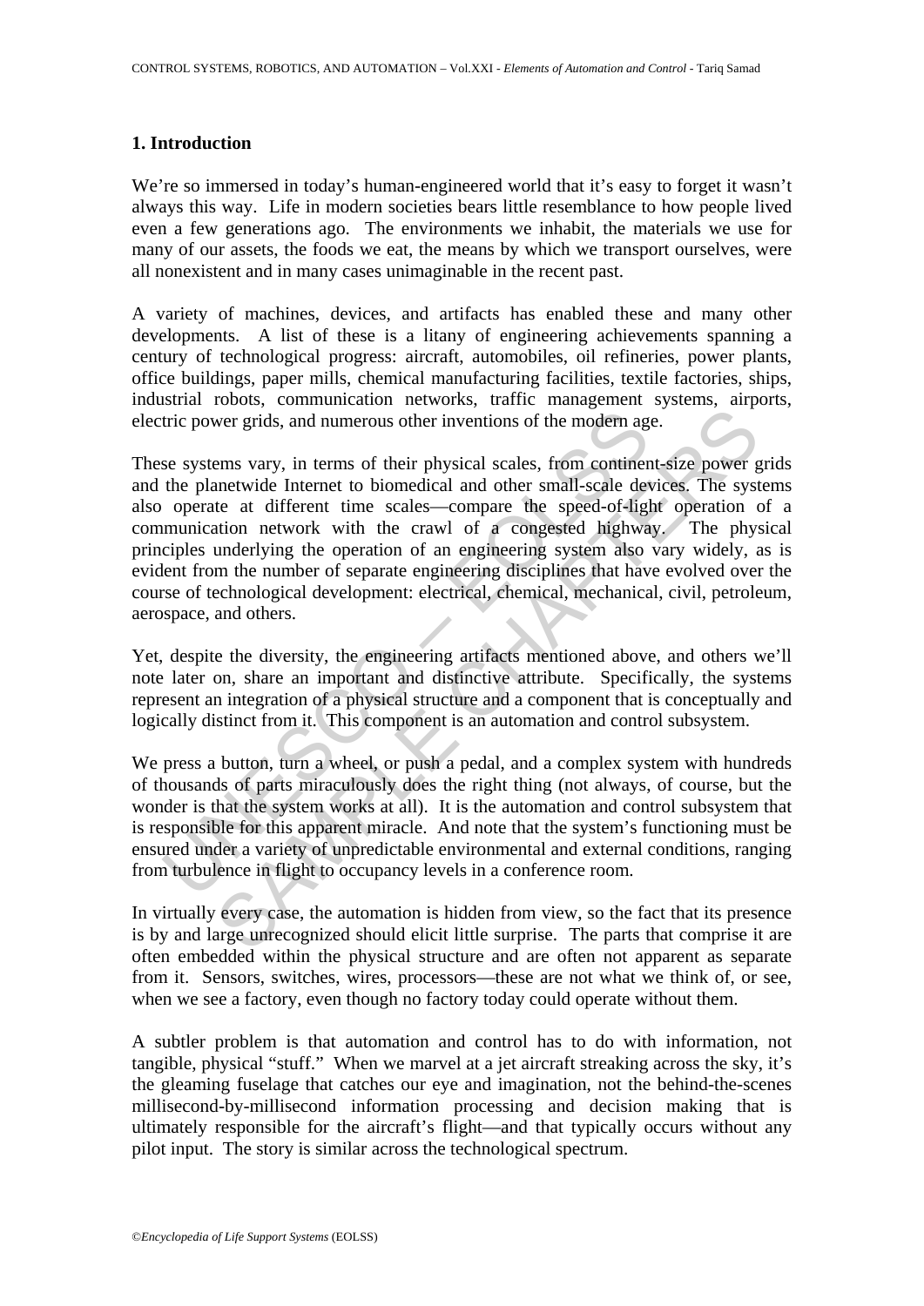## 1. Introduction

We're so immersed in today's human-engineered world that it's easy to forget it wasn't always this way. Life in modern societies bears little resemblance to how people lived even a few generations ago. The environments we inhabit, the materials we use for many of our assets, the foods we eat, the means by which we transport ourselves, were all nonexistent and in many cases unimaginable in the recent past.

A variety of machines, devices, and artifacts has enabled these and many other developments. A list of these is a litany of engineering achievements spanning a century of technological progress: aircraft, automobiles, oil refineries, power plants, office buildings, paper mills, chemical manufacturing facilities, textile factories, ships, industrial robots, communication networks, traffic management systems, airports, electric power grids, and numerous other inventions of the modern age.

These systems vary, in terms of their physical scales, from continent-size power grids and the planetwide Internet to biomedical and other small-scale devices. The systems also operate at different time scales—compare the speed-of-light operation of a communication network with the crawl of a congested highway. The physical principles underlying the operation of an engineering system also vary widely, as is evident from the number of separate engineering disciplines that have evolved over the course of technological development: electrical, chemical, mechanical, civil, petroleum, aerospace, and others.

Yet, despite the diversity, the engineering artifacts mentioned above, and others we'll note later on, share an important and distinctive attribute. Specifically, the systems represent an integration of a physical structure and a component that is conceptually and logically distinct from it. This component is an automation and control subsystem.

We press a button, turn a wheel, or push a pedal, and a complex system with hundreds of thousands of parts miraculously does the right thing (not always, of course, but the wonder is that the system works at all). It is the automation and control subsystem that is responsible for this apparent miracle. And note that the system's functioning must be ensured under a variety of unpredictable environmental and external conditions, ranging from turbulence in flight to occupancy levels in a conference room.

In virtually every case, the automation is hidden from view, so the fact that its presence is by and large unrecognized should elicit little surprise. The parts that comprise it are often embedded within the physical structure and are often not apparent as separate from it. Sensors, switches, wires, processors—these are not what we think of, or see, when we see a factory, even though no factory today could operate without them.

A subtler problem is that automation and control has to do with information, not tangible, physical "stuff." When we marvel at a jet aircraft streaking across the sky, it's the gleaming fuselage that catches our eye and imagination, not the behind-the-scenes millisecond-by-millisecond information processing and decision making that is ultimately responsible for the aircraft's flight—and that typically occurs without any pilot input. The story is similar across the technological spectrum.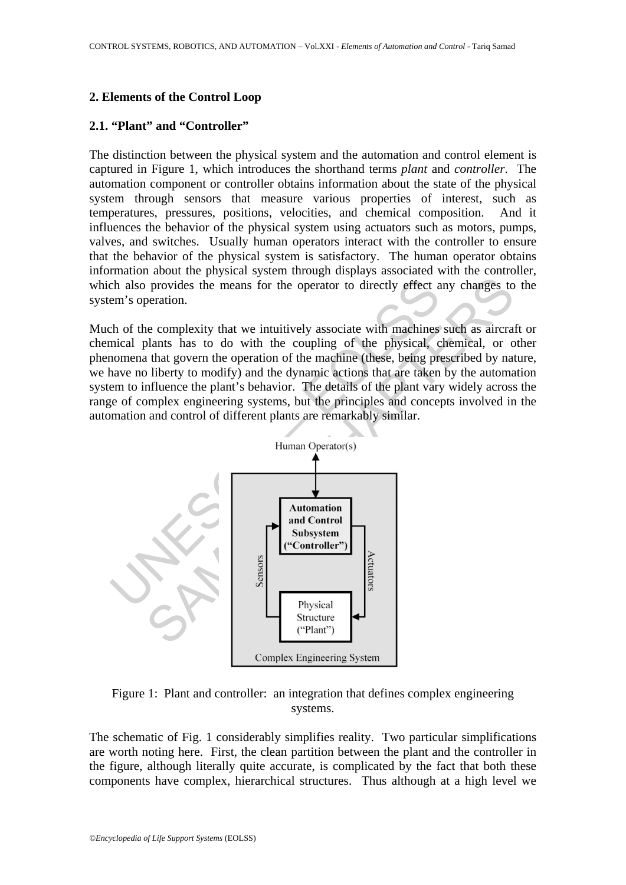## 2. Elements of the Control Loop

### 2.1. "Plant" and "Controller"

The distinction between the physical system and the automation and control element is captured in Figure 1, which introduces the shorthand terms *plant* and *controller*. The automation component or controller obtains information about the state of the physical system through sensors that measure various properties of interest, such as temperatures, pressures, positions, velocities, and chemical composition. And it influences the behavior of the physical system using actuators such as motors, pumps, valves, and switches. Usually human operators interact with the controller to ensure that the behavior of the physical system is satisfactory. The human operator obtains information about the physical system through displays associated with the controller, which also provides the means for the operator to directly effect any changes to the system's operation.

Much of the complexity that we intuitively associate with machines such as aircraft or chemical plants has to do with the coupling of the physical, chemical, or other phenomena that govern the operation of the machine (these, being prescribed by nature, we have no liberty to modify) and the dynamic actions that are taken by the automation system to influence the plant's behavior. The details of the plant vary widely across the range of complex engineering systems, but the principles and concepts involved in the automation and control of different plants are remarkably similar.

Figure 1: Plant and controller: an integration that defines complex engineering systems.

The schematic of Fig. 1 considerably simplifies reality. Two particular simplifications are worth noting here. First, the clean partition between the plant and the controller in the figure, although literally quite accurate, is complicated by the fact that both these components have complex, hierarchical structures. Thus although at a high level we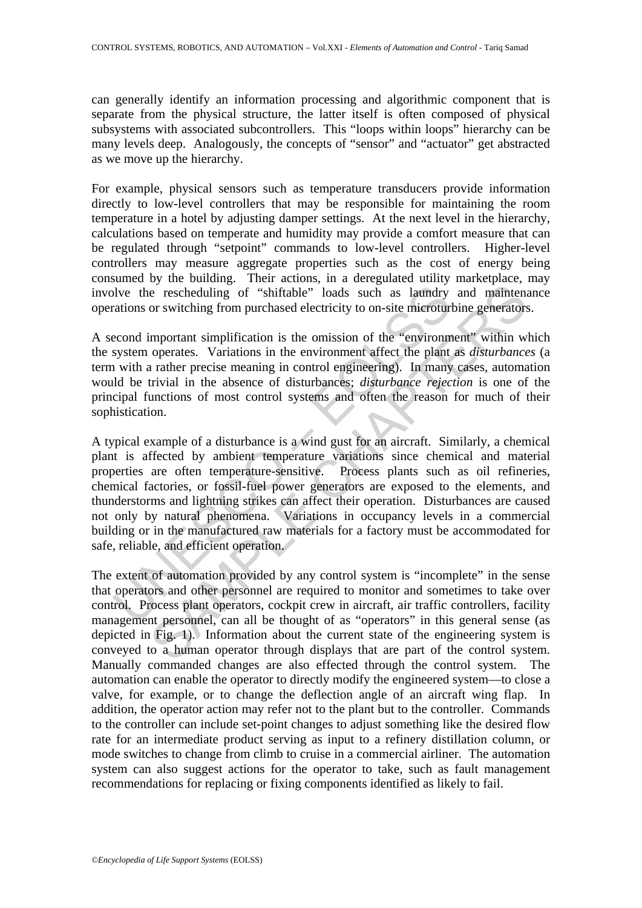can generally identify an information processing and algorithmic component that is separate from the physical structure, the latter itself is often composed of physical subsystems with associated subcontrollers. This "loops within loops" hierarchy can be many levels deep. Analogously, the concepts of "sensor" and "actuator" get abstracted as we move up the hierarchy.

For example, physical sensors such as temperature transducers provide information directly to low-level controllers that may be responsible for maintaining the room temperature in a hotel by adjusting damper settings. At the next level in the hierarchy, calculations based on temperate and humidity may provide a comfort measure that can be regulated through "setpoint" commands to low-level controllers. Higher-level controllers may measure aggregate properties such as the cost of energy being consumed by the building. Their actions, in a deregulated utility marketplace, may involve the rescheduling of "shiftable" loads such as laundry and maintenance operations or switching from purchased electricity to on-site microturbine generators.

A second important simplification is the omission of the "environment" within which the system operates. Variations in the environment affect the plant as *disturbances* (a term with a rather precise meaning in control engineering). In many cases, automation would be trivial in the absence of disturbances; *disturbance rejection* is one of the principal functions of most control systems and often the reason for much of their sophistication.

A typical example of a disturbance is a wind gust for an aircraft. Similarly, a chemical plant is affected by ambient temperature variations since chemical and material properties are often temperature-sensitive. Process plants such as oil refineries, chemical factories, or fossil-fuel power generators are exposed to the elements, and thunderstorms and lightning strikes can affect their operation. Disturbances are caused not only by natural phenomena. Variations in occupancy levels in a commercial building or in the manufactured raw materials for a factory must be accommodated for safe, reliable, and efficient operation.

The extent of automation provided by any control system is "incomplete" in the sense that operators and other personnel are required to monitor and sometimes to take over control. Process plant operators, cockpit crew in aircraft, air traffic controllers, facility management personnel, can all be thought of as "operators" in this general sense (as depicted in Fig. 1). Information about the current state of the engineering system is conveyed to a human operator through displays that are part of the control system. Manually commanded changes are also effected through the control system. The automation can enable the operator to directly modify the engineered system—to close a valve, for example, or to change the deflection angle of an aircraft wing flap. In addition, the operator action may refer not to the plant but to the controller. Commands to the controller can include set-point changes to adjust something like the desired flow rate for an intermediate product serving as input to a refinery distillation column, or mode switches to change from climb to cruise in a commercial airliner. The automation system can also suggest actions for the operator to take, such as fault management recommendations for replacing or fixing components identified as likely to fail.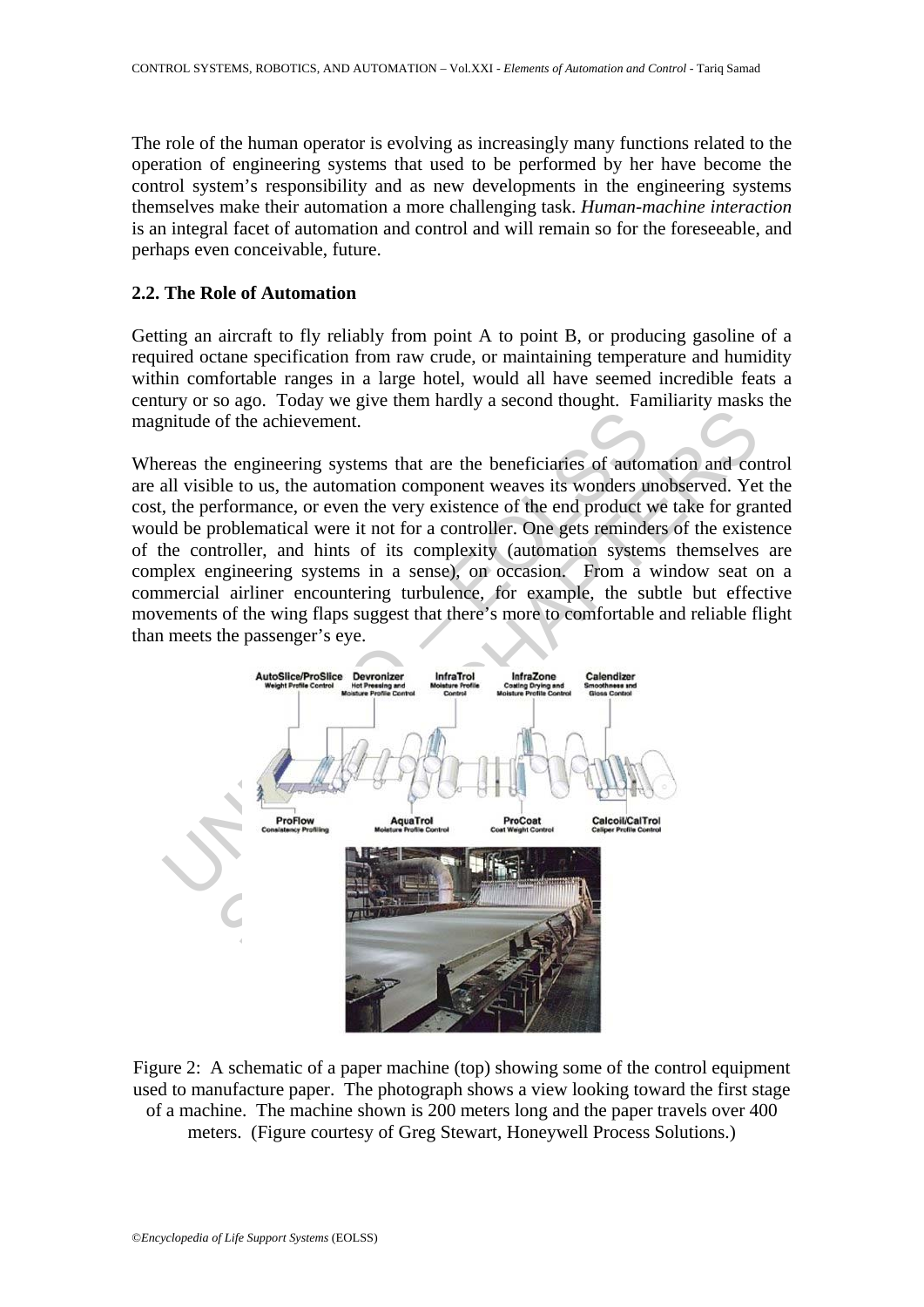The role of the human operator is evolving as increasingly many functions related to the operation of engineering systems that used to be performed by her have become the control system's responsibility and as new developments in the engineering systems themselves make their automation a more challenging task. *Human-machine interaction* is an integral facet of automation and control and will remain so for the foreseeable, and perhaps even conceivable, future.

### 2.2. The Role of Automation

Getting an aircraft to fly reliably from point A to point B, or producing gasoline of a required octane specification from raw crude, or maintaining temperature and humidity within comfortable ranges in a large hotel, would all have seemed incredible feats a century or so ago. Today we give them hardly a second thought. Familiarity masks the magnitude of the achievement.

Whereas the engineering systems that are the beneficiaries of automation and control are all visible to us, the automation component weaves its wonders unobserved. Yet the cost, the performance, or even the very existence of the end product we take for granted would be problematical were it not for a controller. One gets reminders of the existence of the controller, and hints of its complexity (automation systems themselves are complex engineering systems in a sense), on occasion. From a window seat on a commercial airliner encountering turbulence, for example, the subtle but effective movements of the wing flaps suggest that there's more to comfortable and reliable flight than meets the passenger's eye.

Figure 2: A schematic of a paper machine (top) showing some of the control equipment used to manufacture paper. The photograph shows a view looking toward the first stage of a machine. The machine shown is 200 meters long and the paper travels over 400 meters. (Figure courtesy of Greg Stewart, Honeywell Process Solutions.)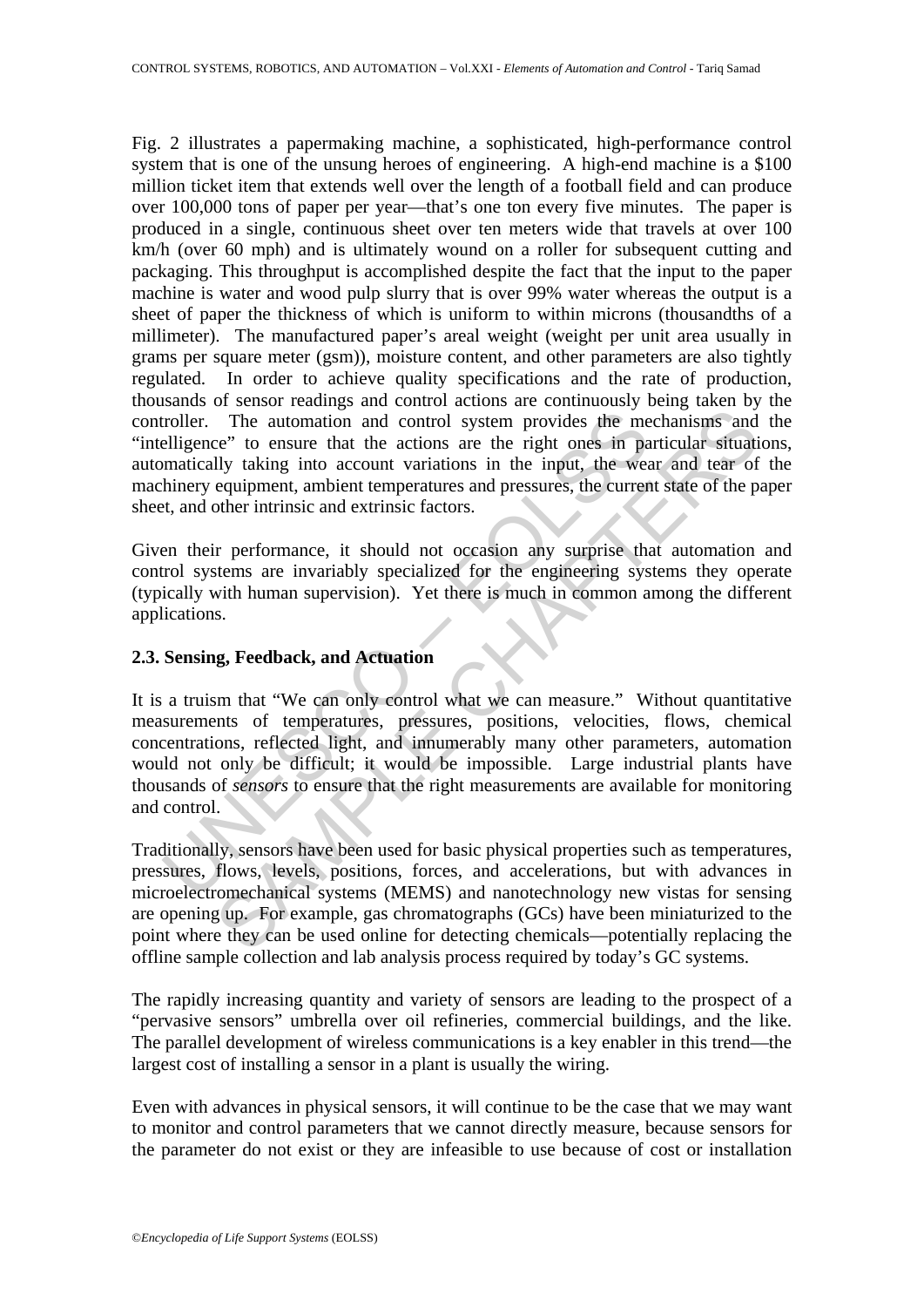Fig. 2 illustrates a papermaking machine, a sophisticated, high-performance control system that is one of the unsung heroes of engineering. A high-end machine is a $100 million ticket item that extends well over the length of a football field and can produce over 100,000 tons of paper per year—that's one ton every five minutes. The paper is produced in a single, continuous sheet over ten meters wide that travels at over 100 km/h (over 60 mph) and is ultimately wound on a roller for subsequent cutting and packaging. This throughput is accomplished despite the fact that the input to the paper machine is water and wood pulp slurry that is over 99% water whereas the output is a sheet of paper the thickness of which is uniform to within microns (thousandths of a millimeter). The manufactured paper's areal weight (weight per unit area usually in grams per square meter (gsm)), moisture content, and other parameters are also tightly regulated. In order to achieve quality specifications and the rate of production, thousands of sensor readings and control actions are continuously being taken by the controller. The automation and control system provides the mechanisms and the "intelligence" to ensure that the actions are the right ones in particular situations, automatically taking into account variations in the input, the wear and tear of the machinery equipment, ambient temperatures and pressures, the current state of the paper sheet, and other intrinsic and extrinsic factors.

Given their performance, it should not occasion any surprise that automation and control systems are invariably specialized for the engineering systems they operate (typically with human supervision). Yet there is much in common among the different applications.

### 2.3. Sensing, Feedback, and Actuation

It is a truism that "We can only control what we can measure." Without quantitative measurements of temperatures, pressures, positions, velocities, flows, chemical concentrations, reflected light, and innumerably many other parameters, automation would not only be difficult; it would be impossible. Large industrial plants have thousands of *sensors* to ensure that the right measurements are available for monitoring and control.

Traditionally, sensors have been used for basic physical properties such as temperatures, pressures, flows, levels, positions, forces, and accelerations, but with advances in microelectromechanical systems (MEMS) and nanotechnology new vistas for sensing are opening up. For example, gas chromatographs (GCs) have been miniaturized to the point where they can be used online for detecting chemicals—potentially replacing the offline sample collection and lab analysis process required by today's GC systems.

The rapidly increasing quantity and variety of sensors are leading to the prospect of a "pervasive sensors" umbrella over oil refineries, commercial buildings, and the like. The parallel development of wireless communications is a key enabler in this trend—the largest cost of installing a sensor in a plant is usually the wiring.

Even with advances in physical sensors, it will continue to be the case that we may want to monitor and control parameters that we cannot directly measure, because sensors for the parameter do not exist or they are infeasible to use because of cost or installation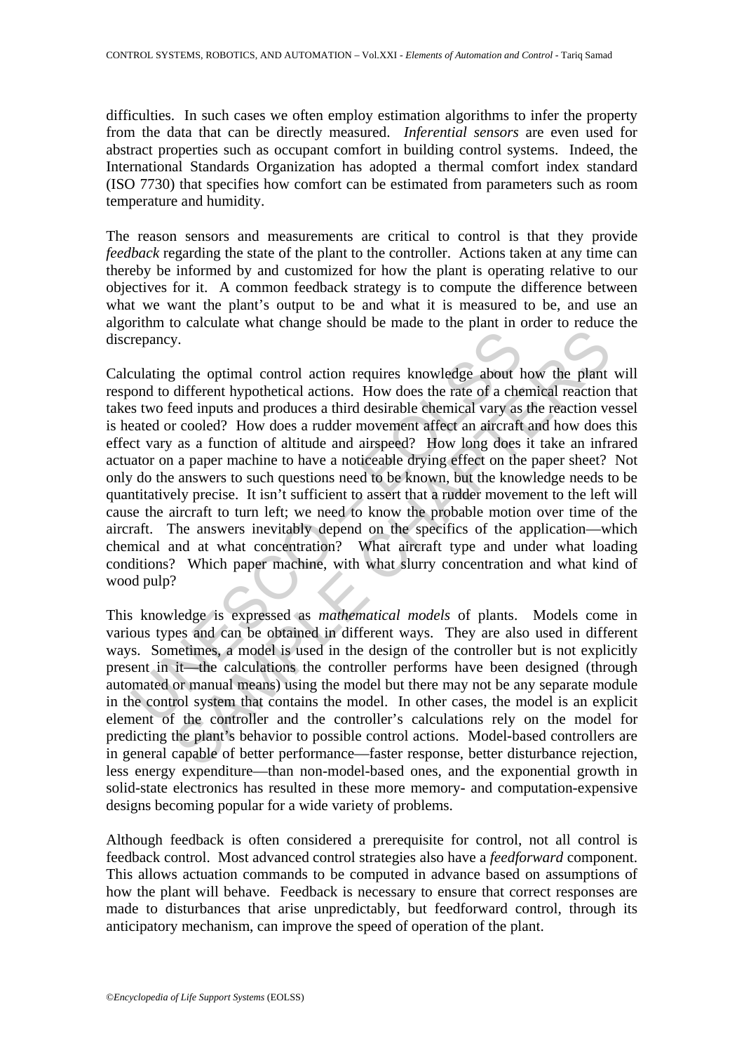difficulties. In such cases we often employ estimation algorithms to infer the property from the data that can be directly measured. *Inferential sensors* are even used for abstract properties such as occupant comfort in building control systems. Indeed, the International Standards Organization has adopted a thermal comfort index standard (ISO 7730) that specifies how comfort can be estimated from parameters such as room temperature and humidity.

The reason sensors and measurements are critical to control is that they provide *feedback* regarding the state of the plant to the controller. Actions taken at any time can thereby be informed by and customized for how the plant is operating relative to our objectives for it. A common feedback strategy is to compute the difference between what we want the plant's output to be and what it is measured to be, and use an algorithm to calculate what change should be made to the plant in order to reduce the discrepancy.

Calculating the optimal control action requires knowledge about how the plant will respond to different hypothetical actions. How does the rate of a chemical reaction that takes two feed inputs and produces a third desirable chemical vary as the reaction vessel is heated or cooled? How does a rudder movement affect an aircraft and how does this effect vary as a function of altitude and airspeed? How long does it take an infrared actuator on a paper machine to have a noticeable drying effect on the paper sheet? Not only do the answers to such questions need to be known, but the knowledge needs to be quantitatively precise. It isn't sufficient to assert that a rudder movement to the left will cause the aircraft to turn left; we need to know the probable motion over time of the aircraft. The answers inevitably depend on the specifics of the application—which chemical and at what concentration? What aircraft type and under what loading conditions? Which paper machine, with what slurry concentration and what kind of wood pulp?

This knowledge is expressed as *mathematical models* of plants. Models come in various types and can be obtained in different ways. They are also used in different ways. Sometimes, a model is used in the design of the controller but is not explicitly present in it—the calculations the controller performs have been designed (through automated or manual means) using the model but there may not be any separate module in the control system that contains the model. In other cases, the model is an explicit element of the controller and the controller's calculations rely on the model for predicting the plant's behavior to possible control actions. Model-based controllers are in general capable of better performance—faster response, better disturbance rejection, less energy expenditure—than non-model-based ones, and the exponential growth in solid-state electronics has resulted in these more memory- and computation-expensive designs becoming popular for a wide variety of problems.

Although feedback is often considered a prerequisite for control, not all control is feedback control. Most advanced control strategies also have a *feedforward* component. This allows actuation commands to be computed in advance based on assumptions of how the plant will behave. Feedback is necessary to ensure that correct responses are made to disturbances that arise unpredictably, but feedforward control, through its anticipatory mechanism, can improve the speed of operation of the plant.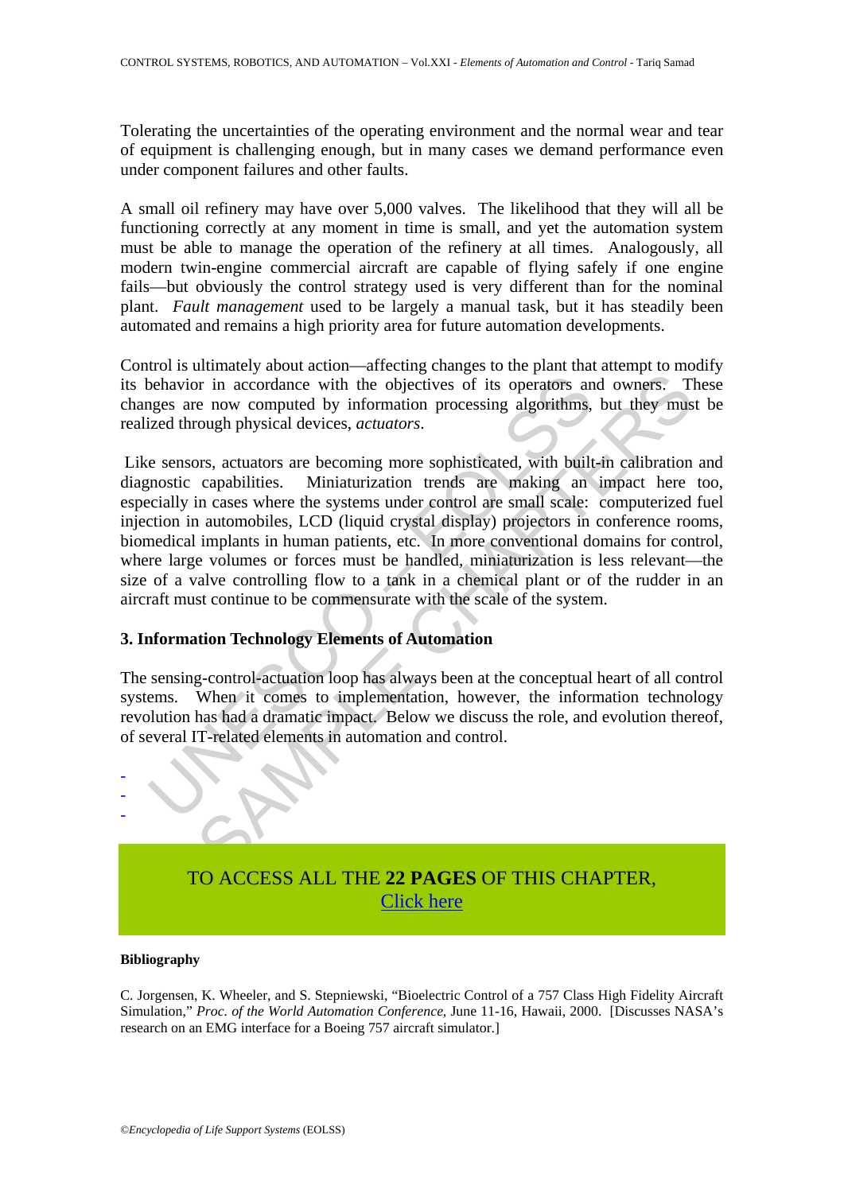Tolerating the uncertainties of the operating environment and the normal wear and tear of equipment is challenging enough, but in many cases we demand performance even under component failures and other faults.

A small oil refinery may have over 5,000 valves. The likelihood that they will all be functioning correctly at any moment in time is small, and yet the automation system must be able to manage the operation of the refinery at all times. Analogously, all modern twin-engine commercial aircraft are capable of flying safely if one engine fails—but obviously the control strategy used is very different than for the nominal plant. *Fault management* used to be largely a manual task, but it has steadily been automated and remains a high priority area for future automation developments.

Control is ultimately about action—affecting changes to the plant that attempt to modify its behavior in accordance with the objectives of its operators and owners. These changes are now computed by information processing algorithms, but they must be realized through physical devices, *actuators*.

Like sensors, actuators are becoming more sophisticated, with built-in calibration and diagnostic capabilities. Miniaturization trends are making an impact here too, especially in cases where the systems under control are small scale: computerized fuel injection in automobiles, LCD (liquid crystal display) projectors in conference rooms, biomedical implants in human patients, etc. In more conventional domains for control, where large volumes or forces must be handled, miniaturization is less relevant—the size of a valve controlling flow to a tank in a chemical plant or of the rudder in an aircraft must continue to be commensurate with the scale of the system.

### 3. Information Technology Elements of Automation

The sensing-control-actuation loop has always been at the conceptual heart of all control systems. When it comes to implementation, however, the information technology revolution has had a dramatic impact. Below we discuss the role, and evolution thereof, of several IT-related elements in automation and control.

-
-
-

TO ACCESS ALL THE **22 PAGES** OF THIS CHAPTER,
Click here

**Bibliography**

C. Jorgensen, K. Wheeler, and S. Stepniewski, "Bioelectric Control of a 757 Class High Fidelity Aircraft Simulation," *Proc. of the World Automation Conference*, June 11-16, Hawaii, 2000. [Discusses NASA's research on an EMG interface for a Boeing 757 aircraft simulator.]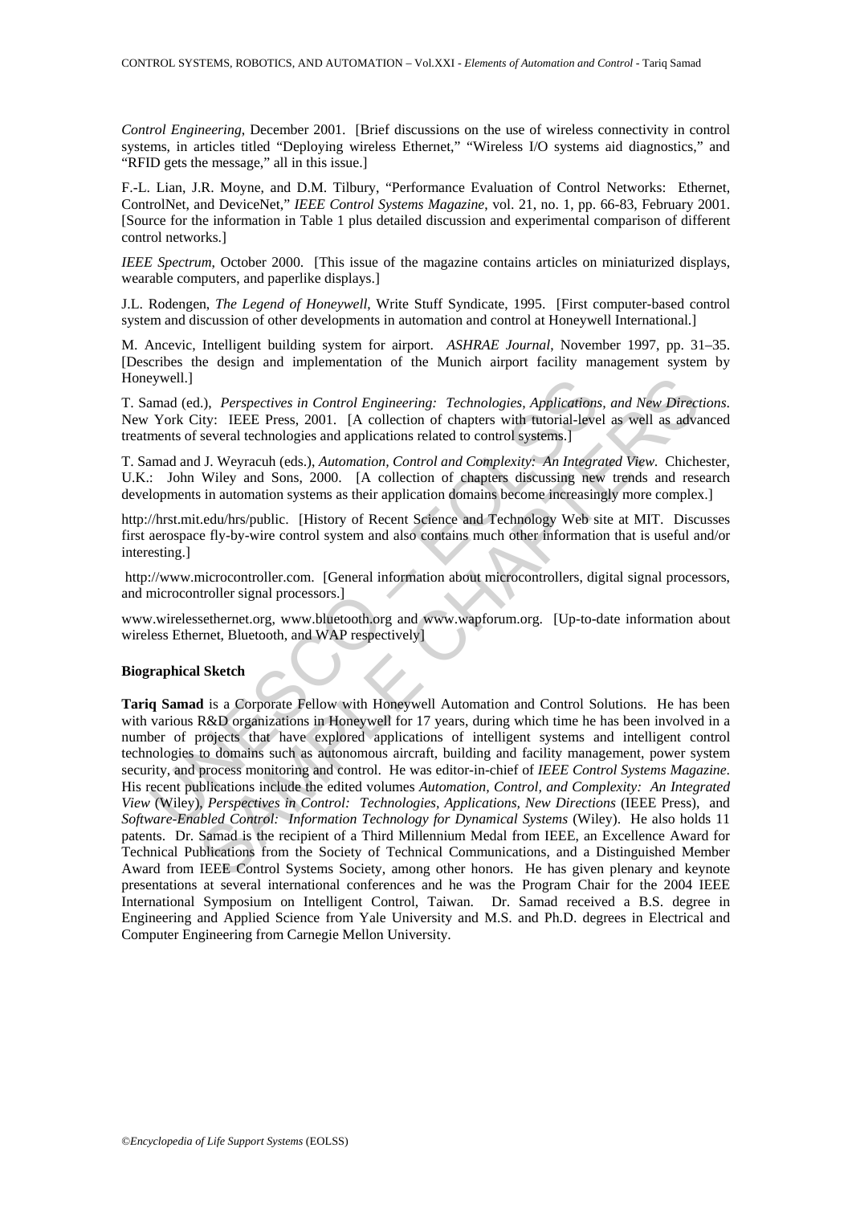*Control Engineering*, December 2001. [Brief discussions on the use of wireless connectivity in control systems, in articles titled "Deploying wireless Ethernet," "Wireless I/O systems aid diagnostics," and "RFID gets the message," all in this issue.]

F.-L. Lian, J.R. Moyne, and D.M. Tilbury, "Performance Evaluation of Control Networks: Ethernet, ControlNet, and DeviceNet," *IEEE Control Systems Magazine*, vol. 21, no. 1, pp. 66-83, February 2001. [Source for the information in Table 1 plus detailed discussion and experimental comparison of different control networks.]

*IEEE Spectrum*, October 2000. [This issue of the magazine contains articles on miniaturized displays, wearable computers, and paperlike displays.]

J.L. Rodengen, *The Legend of Honeywell*, Write Stuff Syndicate, 1995. [First computer-based control system and discussion of other developments in automation and control at Honeywell International.]

M. Ancevic, Intelligent building system for airport. *ASHRAE Journal*, November 1997, pp. 31–35. [Describes the design and implementation of the Munich airport facility management system by Honeywell.]

T. Samad (ed.), *Perspectives in Control Engineering: Technologies, Applications, and New Directions*. New York City: IEEE Press, 2001. [A collection of chapters with tutorial-level as well as advanced treatments of several technologies and applications related to control systems.]

T. Samad and J. Weyracuh (eds.), *Automation, Control and Complexity: An Integrated View*. Chichester, U.K.: John Wiley and Sons, 2000. [A collection of chapters discussing new trends and research developments in automation systems as their application domains become increasingly more complex.]

http://hrst.mit.edu/hrs/public. [History of Recent Science and Technology Web site at MIT. Discusses first aerospace fly-by-wire control system and also contains much other information that is useful and/or interesting.]

http://www.microcontroller.com. [General information about microcontrollers, digital signal processors, and microcontroller signal processors.]

www.wirelessethernet.org, www.bluetooth.org and www.wapforum.org. [Up-to-date information about wireless Ethernet, Bluetooth, and WAP respectively]

**Biographical Sketch**

**Tariq Samad** is a Corporate Fellow with Honeywell Automation and Control Solutions. He has been with various R&D organizations in Honeywell for 17 years, during which time he has been involved in a number of projects that have explored applications of intelligent systems and intelligent control technologies to domains such as autonomous aircraft, building and facility management, power system security, and process monitoring and control. He was editor-in-chief of *IEEE Control Systems Magazine*. His recent publications include the edited volumes *Automation, Control, and Complexity: An Integrated View* (Wiley), *Perspectives in Control: Technologies, Applications, New Directions* (IEEE Press), and *Software-Enabled Control: Information Technology for Dynamical Systems* (Wiley). He also holds 11 patents. Dr. Samad is the recipient of a Third Millennium Medal from IEEE, an Excellence Award for Technical Publications from the Society of Technical Communications, and a Distinguished Member Award from IEEE Control Systems Society, among other honors. He has given plenary and keynote presentations at several international conferences and he was the Program Chair for the 2004 IEEE International Symposium on Intelligent Control, Taiwan. Dr. Samad received a B.S. degree in Engineering and Applied Science from Yale University and M.S. and Ph.D. degrees in Electrical and Computer Engineering from Carnegie Mellon University.